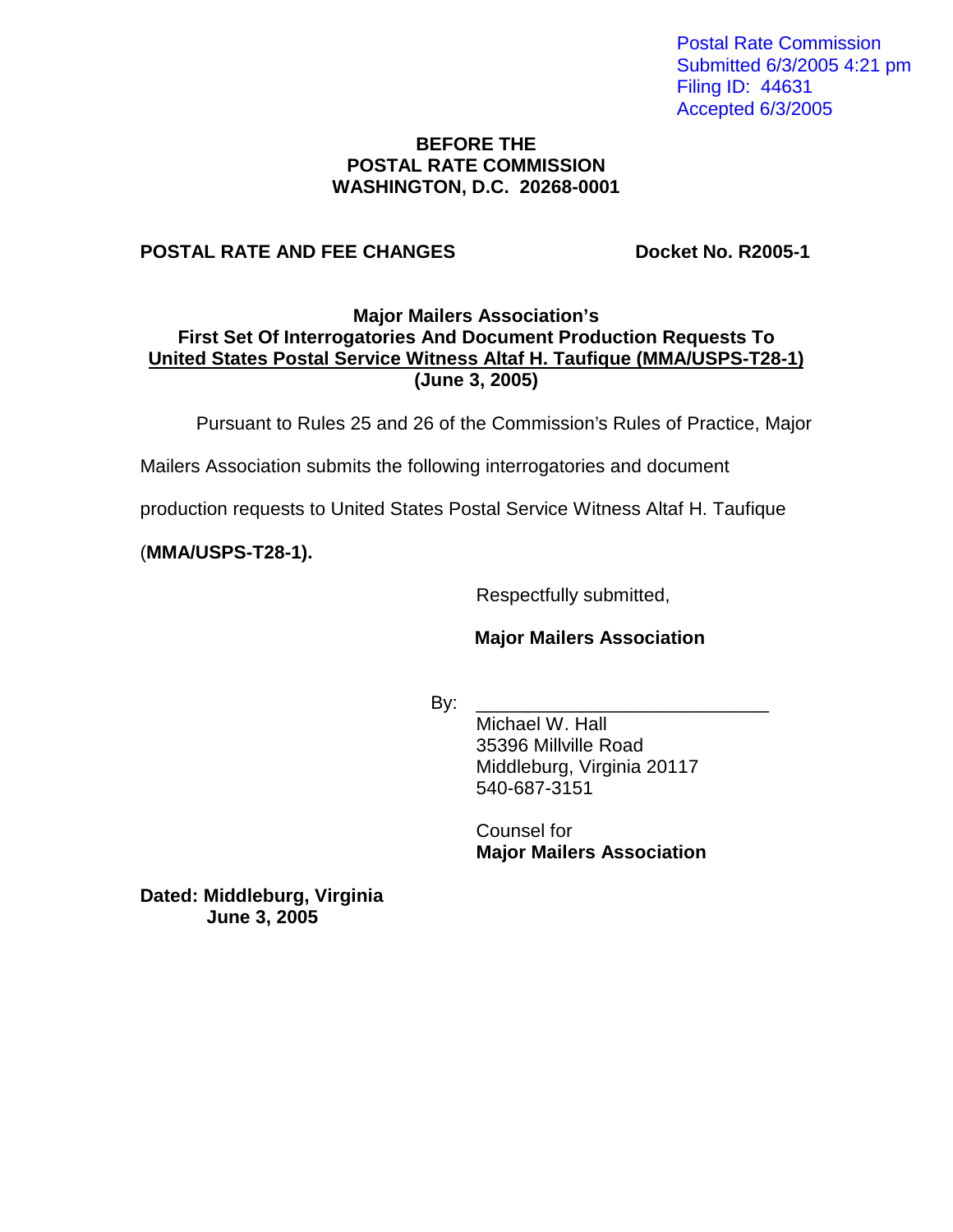Postal Rate Commission
Submitted 6/3/2005 4:21 pm
Filing ID: 44631
Accepted 6/3/2005

**BEFORE THE**
**POSTAL RATE COMMISSION**
**WASHINGTON, D.C. 20268-0001**

**POSTAL RATE AND FEE CHANGES** **Docket No. R2005-1**

**Major Mailers Association's**
**First Set Of Interrogatories And Document Production Requests To**
**United States Postal Service Witness Altaf H. Taufique (MMA/USPS-T28-1)**
**(June 3, 2005)**

Pursuant to Rules 25 and 26 of the Commission's Rules of Practice, Major Mailers Association submits the following interrogatories and document production requests to United States Postal Service Witness Altaf H. Taufique (**MMA/USPS-T28-1).**

Respectfully submitted,

**Major Mailers Association**

By: ____________________________
Michael W. Hall
35396 Millville Road
Middleburg, Virginia 20117
540-687-3151

Counsel for
**Major Mailers Association**

**Dated: Middleburg, Virginia**
**June 3, 2005**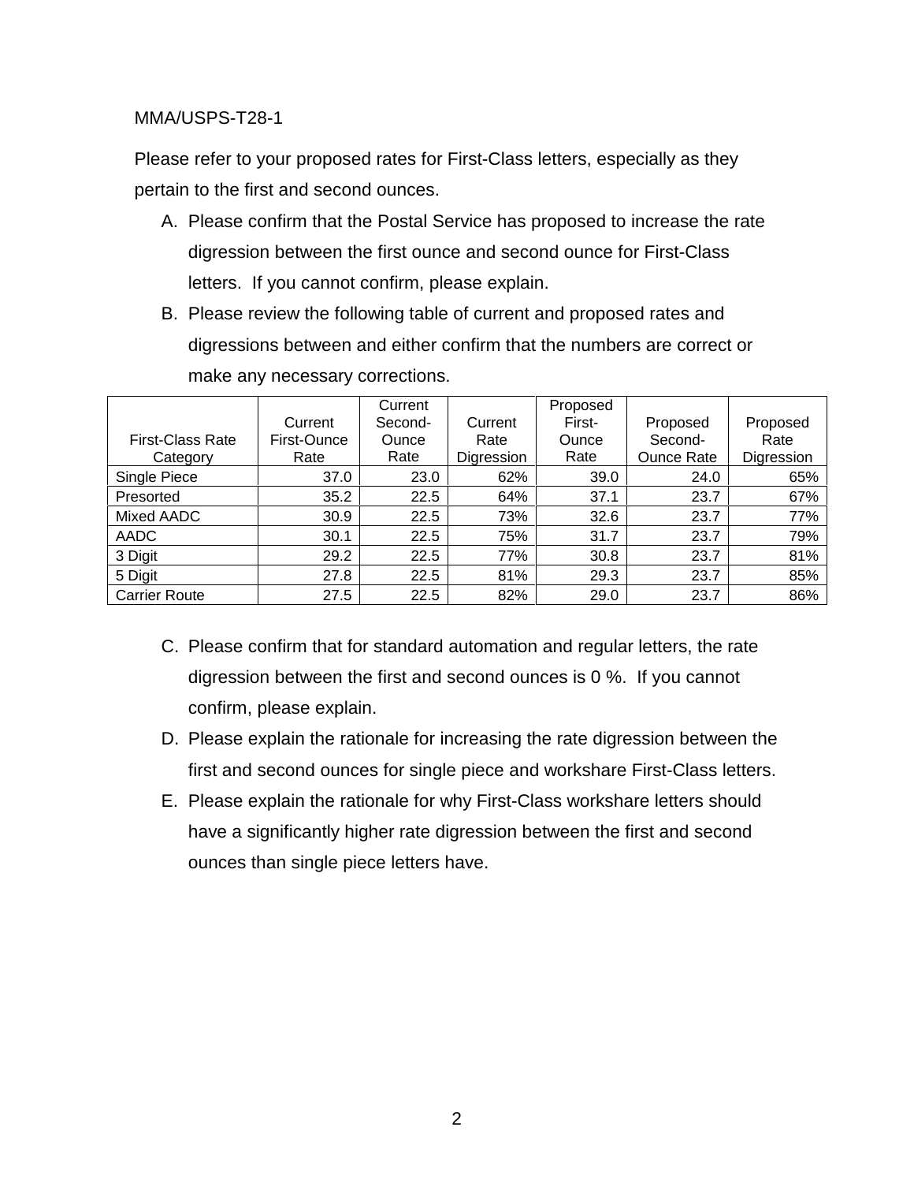MMA/USPS-T28-1

Please refer to your proposed rates for First-Class letters, especially as they pertain to the first and second ounces.

A. Please confirm that the Postal Service has proposed to increase the rate digression between the first ounce and second ounce for First-Class letters. If you cannot confirm, please explain.

B. Please review the following table of current and proposed rates and digressions between and either confirm that the numbers are correct or make any necessary corrections.

| First-Class Rate Category | Current First-Ounce Rate | Current Second-Ounce Rate | Current Rate Digression | Proposed First-Ounce Rate | Proposed Second-Ounce Rate | Proposed Rate Digression |
|---|---|---|---|---|---|---|
| Single Piece | 37.0 | 23.0 | 62% | 39.0 | 24.0 | 65% |
| Presorted | 35.2 | 22.5 | 64% | 37.1 | 23.7 | 67% |
| Mixed AADC | 30.9 | 22.5 | 73% | 32.6 | 23.7 | 77% |
| AADC | 30.1 | 22.5 | 75% | 31.7 | 23.7 | 79% |
| 3 Digit | 29.2 | 22.5 | 77% | 30.8 | 23.7 | 81% |
| 5 Digit | 27.8 | 22.5 | 81% | 29.3 | 23.7 | 85% |
| Carrier Route | 27.5 | 22.5 | 82% | 29.0 | 23.7 | 86% |

C. Please confirm that for standard automation and regular letters, the rate digression between the first and second ounces is 0 %. If you cannot confirm, please explain.

D. Please explain the rationale for increasing the rate digression between the first and second ounces for single piece and workshare First-Class letters.

E. Please explain the rationale for why First-Class workshare letters should have a significantly higher rate digression between the first and second ounces than single piece letters have.